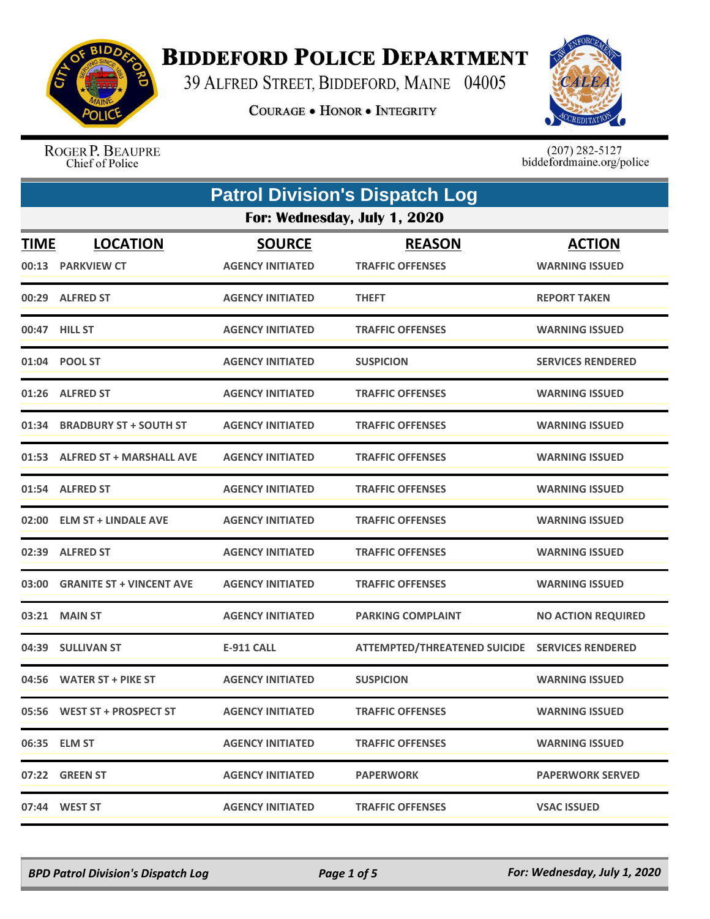# Biddeford Police Department

39 Alfred Street, Biddeford, Maine 04005

Courage • Honor • Integrity

Roger P. Beaupre
Chief of Police

(207) 282-5127
biddefordmaine.org/police

## Patrol Division's Dispatch Log

### For: Wednesday, July 1, 2020

| TIME | LOCATION | SOURCE | REASON | ACTION |
|---|---|---|---|---|
| 00:13 | PARKVIEW CT | AGENCY INITIATED | TRAFFIC OFFENSES | WARNING ISSUED |
| 00:29 | ALFRED ST | AGENCY INITIATED | THEFT | REPORT TAKEN |
| 00:47 | HILL ST | AGENCY INITIATED | TRAFFIC OFFENSES | WARNING ISSUED |
| 01:04 | POOL ST | AGENCY INITIATED | SUSPICION | SERVICES RENDERED |
| 01:26 | ALFRED ST | AGENCY INITIATED | TRAFFIC OFFENSES | WARNING ISSUED |
| 01:34 | BRADBURY ST + SOUTH ST | AGENCY INITIATED | TRAFFIC OFFENSES | WARNING ISSUED |
| 01:53 | ALFRED ST + MARSHALL AVE | AGENCY INITIATED | TRAFFIC OFFENSES | WARNING ISSUED |
| 01:54 | ALFRED ST | AGENCY INITIATED | TRAFFIC OFFENSES | WARNING ISSUED |
| 02:00 | ELM ST + LINDALE AVE | AGENCY INITIATED | TRAFFIC OFFENSES | WARNING ISSUED |
| 02:39 | ALFRED ST | AGENCY INITIATED | TRAFFIC OFFENSES | WARNING ISSUED |
| 03:00 | GRANITE ST + VINCENT AVE | AGENCY INITIATED | TRAFFIC OFFENSES | WARNING ISSUED |
| 03:21 | MAIN ST | AGENCY INITIATED | PARKING COMPLAINT | NO ACTION REQUIRED |
| 04:39 | SULLIVAN ST | E-911 CALL | ATTEMPTED/THREATENED SUICIDE | SERVICES RENDERED |
| 04:56 | WATER ST + PIKE ST | AGENCY INITIATED | SUSPICION | WARNING ISSUED |
| 05:56 | WEST ST + PROSPECT ST | AGENCY INITIATED | TRAFFIC OFFENSES | WARNING ISSUED |
| 06:35 | ELM ST | AGENCY INITIATED | TRAFFIC OFFENSES | WARNING ISSUED |
| 07:22 | GREEN ST | AGENCY INITIATED | PAPERWORK | PAPERWORK SERVED |
| 07:44 | WEST ST | AGENCY INITIATED | TRAFFIC OFFENSES | VSAC ISSUED |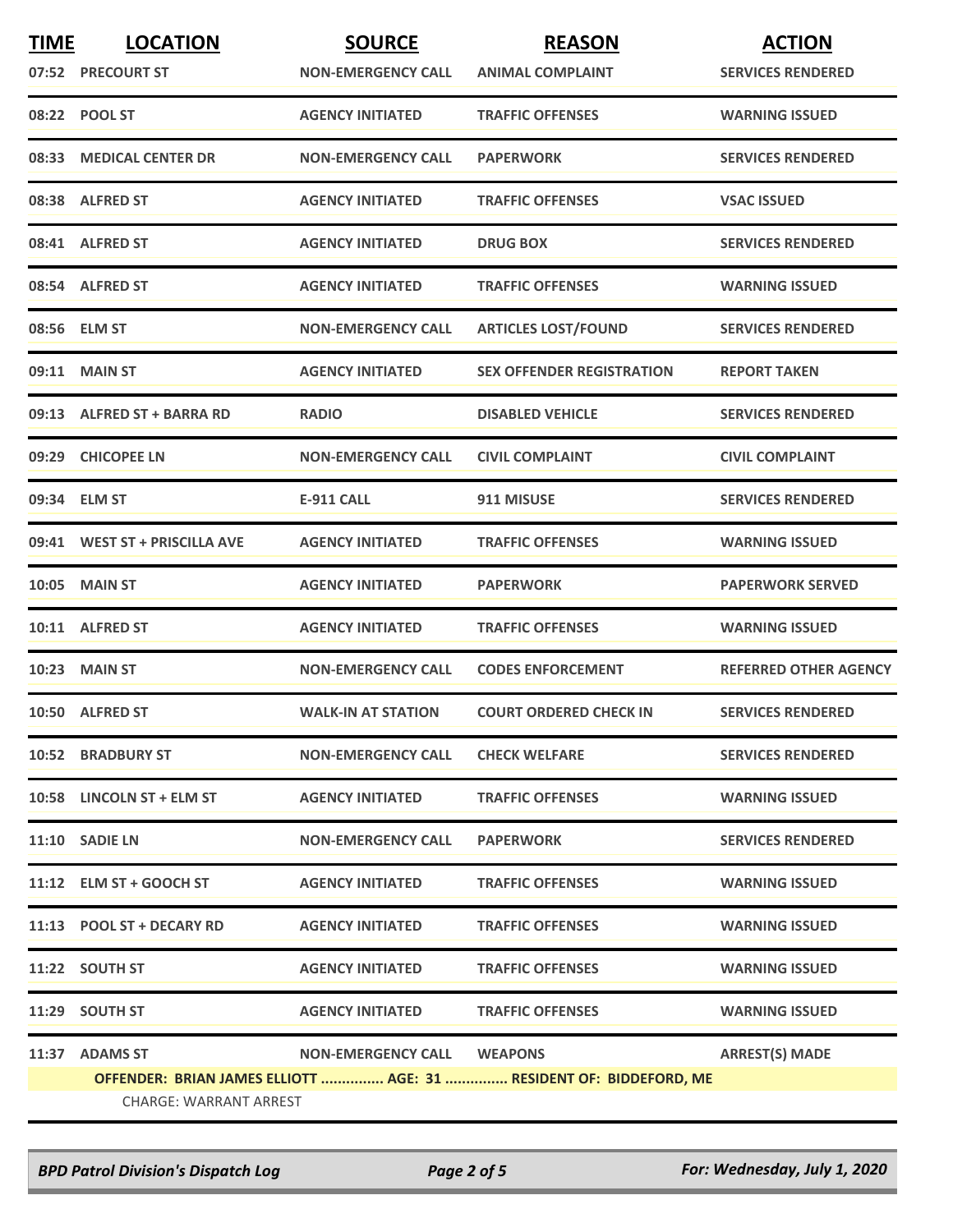| TIME | LOCATION | SOURCE | REASON | ACTION |
|---|---|---|---|---|
| 07:52 | PRECOURT ST | NON-EMERGENCY CALL | ANIMAL COMPLAINT | SERVICES RENDERED |
| 08:22 | POOL ST | AGENCY INITIATED | TRAFFIC OFFENSES | WARNING ISSUED |
| 08:33 | MEDICAL CENTER DR | NON-EMERGENCY CALL | PAPERWORK | SERVICES RENDERED |
| 08:38 | ALFRED ST | AGENCY INITIATED | TRAFFIC OFFENSES | VSAC ISSUED |
| 08:41 | ALFRED ST | AGENCY INITIATED | DRUG BOX | SERVICES RENDERED |
| 08:54 | ALFRED ST | AGENCY INITIATED | TRAFFIC OFFENSES | WARNING ISSUED |
| 08:56 | ELM ST | NON-EMERGENCY CALL | ARTICLES LOST/FOUND | SERVICES RENDERED |
| 09:11 | MAIN ST | AGENCY INITIATED | SEX OFFENDER REGISTRATION | REPORT TAKEN |
| 09:13 | ALFRED ST + BARRA RD | RADIO | DISABLED VEHICLE | SERVICES RENDERED |
| 09:29 | CHICOPEE LN | NON-EMERGENCY CALL | CIVIL COMPLAINT | CIVIL COMPLAINT |
| 09:34 | ELM ST | E-911 CALL | 911 MISUSE | SERVICES RENDERED |
| 09:41 | WEST ST + PRISCILLA AVE | AGENCY INITIATED | TRAFFIC OFFENSES | WARNING ISSUED |
| 10:05 | MAIN ST | AGENCY INITIATED | PAPERWORK | PAPERWORK SERVED |
| 10:11 | ALFRED ST | AGENCY INITIATED | TRAFFIC OFFENSES | WARNING ISSUED |
| 10:23 | MAIN ST | NON-EMERGENCY CALL | CODES ENFORCEMENT | REFERRED OTHER AGENCY |
| 10:50 | ALFRED ST | WALK-IN AT STATION | COURT ORDERED CHECK IN | SERVICES RENDERED |
| 10:52 | BRADBURY ST | NON-EMERGENCY CALL | CHECK WELFARE | SERVICES RENDERED |
| 10:58 | LINCOLN ST + ELM ST | AGENCY INITIATED | TRAFFIC OFFENSES | WARNING ISSUED |
| 11:10 | SADIE LN | NON-EMERGENCY CALL | PAPERWORK | SERVICES RENDERED |
| 11:12 | ELM ST + GOOCH ST | AGENCY INITIATED | TRAFFIC OFFENSES | WARNING ISSUED |
| 11:13 | POOL ST + DECARY RD | AGENCY INITIATED | TRAFFIC OFFENSES | WARNING ISSUED |
| 11:22 | SOUTH ST | AGENCY INITIATED | TRAFFIC OFFENSES | WARNING ISSUED |
| 11:29 | SOUTH ST | AGENCY INITIATED | TRAFFIC OFFENSES | WARNING ISSUED |
| 11:37 | ADAMS ST | NON-EMERGENCY CALL | WEAPONS | ARREST(S) MADE |

**OFFENDER: BRIAN JAMES ELLIOTT ............... AGE: 31 ............... RESIDENT OF: BIDDEFORD, ME**

CHARGE: WARRANT ARREST

*BPD Patrol Division's Dispatch Log* — *For: Wednesday, July 1, 2020*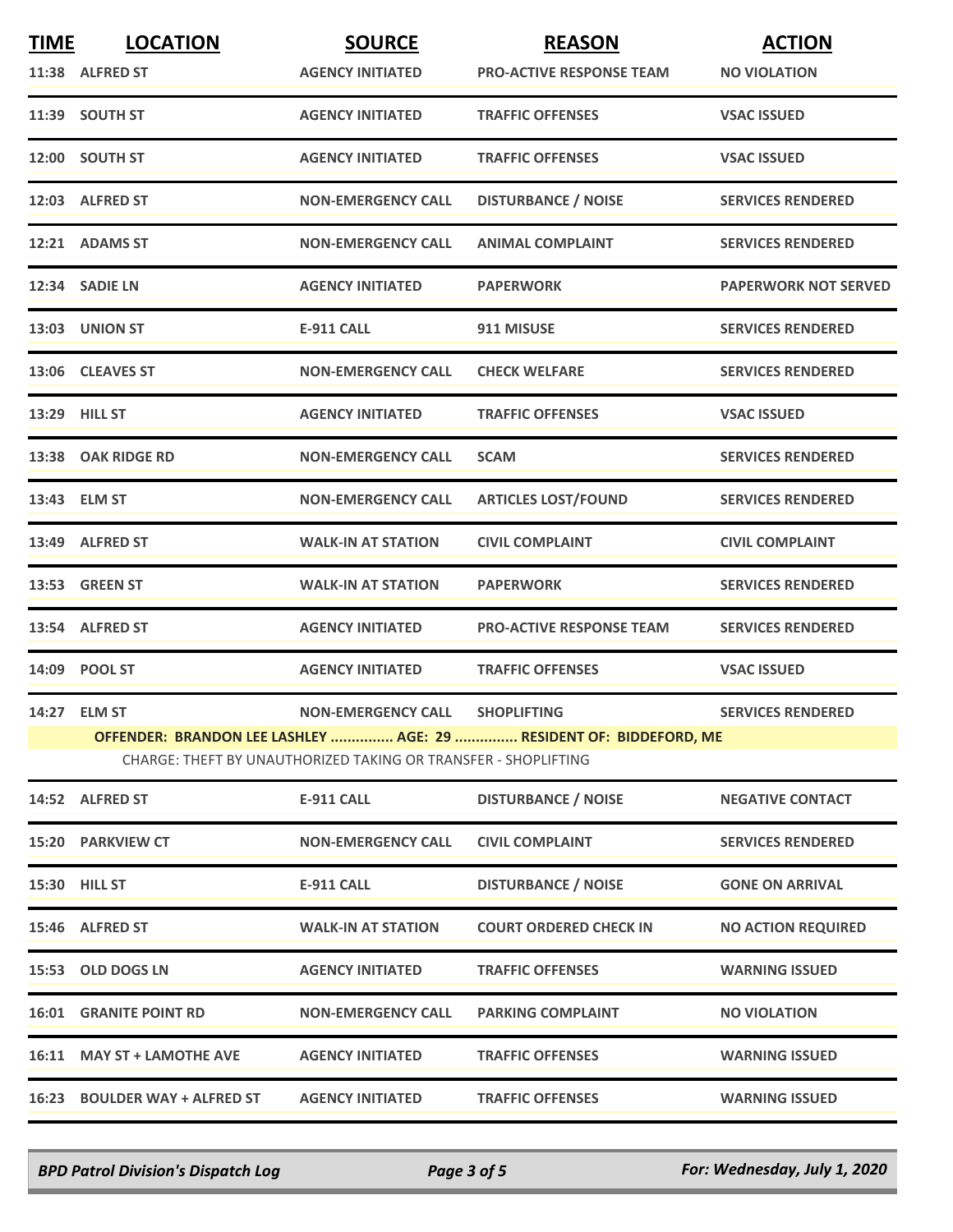| TIME | LOCATION | SOURCE | REASON | ACTION |
|---|---|---|---|---|
| 11:38 | ALFRED ST | AGENCY INITIATED | PRO-ACTIVE RESPONSE TEAM | NO VIOLATION |
| 11:39 | SOUTH ST | AGENCY INITIATED | TRAFFIC OFFENSES | VSAC ISSUED |
| 12:00 | SOUTH ST | AGENCY INITIATED | TRAFFIC OFFENSES | VSAC ISSUED |
| 12:03 | ALFRED ST | NON-EMERGENCY CALL | DISTURBANCE / NOISE | SERVICES RENDERED |
| 12:21 | ADAMS ST | NON-EMERGENCY CALL | ANIMAL COMPLAINT | SERVICES RENDERED |
| 12:34 | SADIE LN | AGENCY INITIATED | PAPERWORK | PAPERWORK NOT SERVED |
| 13:03 | UNION ST | E-911 CALL | 911 MISUSE | SERVICES RENDERED |
| 13:06 | CLEAVES ST | NON-EMERGENCY CALL | CHECK WELFARE | SERVICES RENDERED |
| 13:29 | HILL ST | AGENCY INITIATED | TRAFFIC OFFENSES | VSAC ISSUED |
| 13:38 | OAK RIDGE RD | NON-EMERGENCY CALL | SCAM | SERVICES RENDERED |
| 13:43 | ELM ST | NON-EMERGENCY CALL | ARTICLES LOST/FOUND | SERVICES RENDERED |
| 13:49 | ALFRED ST | WALK-IN AT STATION | CIVIL COMPLAINT | CIVIL COMPLAINT |
| 13:53 | GREEN ST | WALK-IN AT STATION | PAPERWORK | SERVICES RENDERED |
| 13:54 | ALFRED ST | AGENCY INITIATED | PRO-ACTIVE RESPONSE TEAM | SERVICES RENDERED |
| 14:09 | POOL ST | AGENCY INITIATED | TRAFFIC OFFENSES | VSAC ISSUED |
| 14:27 | ELM ST | NON-EMERGENCY CALL | SHOPLIFTING | SERVICES RENDERED |
| | OFFENDER: BRANDON LEE LASHLEY ............... AGE: 29 ............... RESIDENT OF: BIDDEFORD, ME | | | |
| | CHARGE: THEFT BY UNAUTHORIZED TAKING OR TRANSFER - SHOPLIFTING | | | |
| 14:52 | ALFRED ST | E-911 CALL | DISTURBANCE / NOISE | NEGATIVE CONTACT |
| 15:20 | PARKVIEW CT | NON-EMERGENCY CALL | CIVIL COMPLAINT | SERVICES RENDERED |
| 15:30 | HILL ST | E-911 CALL | DISTURBANCE / NOISE | GONE ON ARRIVAL |
| 15:46 | ALFRED ST | WALK-IN AT STATION | COURT ORDERED CHECK IN | NO ACTION REQUIRED |
| 15:53 | OLD DOGS LN | AGENCY INITIATED | TRAFFIC OFFENSES | WARNING ISSUED |
| 16:01 | GRANITE POINT RD | NON-EMERGENCY CALL | PARKING COMPLAINT | NO VIOLATION |
| 16:11 | MAY ST + LAMOTHE AVE | AGENCY INITIATED | TRAFFIC OFFENSES | WARNING ISSUED |
| 16:23 | BOULDER WAY + ALFRED ST | AGENCY INITIATED | TRAFFIC OFFENSES | WARNING ISSUED |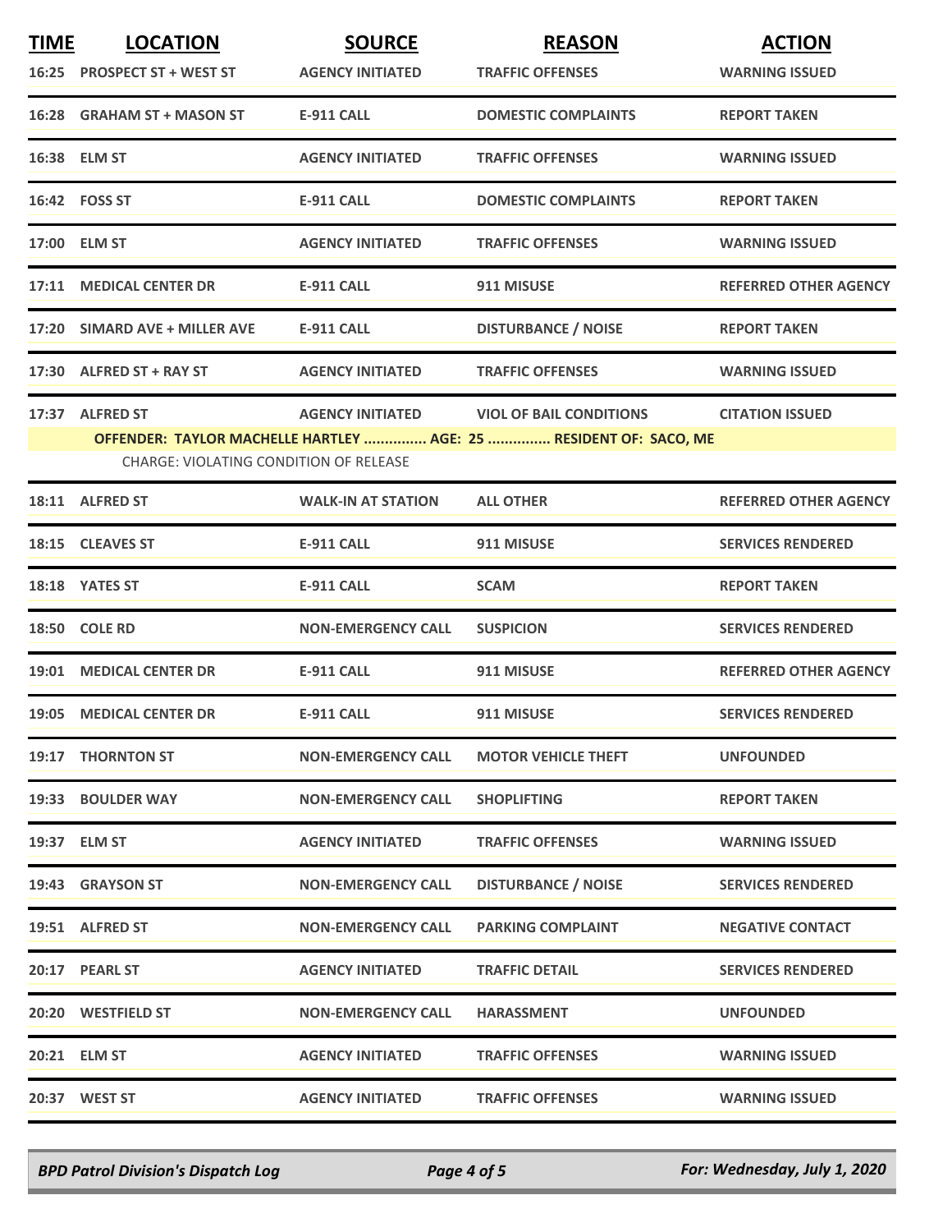| TIME | LOCATION | SOURCE | REASON | ACTION |
|---|---|---|---|---|
| 16:25 | PROSPECT ST + WEST ST | AGENCY INITIATED | TRAFFIC OFFENSES | WARNING ISSUED |
| 16:28 | GRAHAM ST + MASON ST | E-911 CALL | DOMESTIC COMPLAINTS | REPORT TAKEN |
| 16:38 | ELM ST | AGENCY INITIATED | TRAFFIC OFFENSES | WARNING ISSUED |
| 16:42 | FOSS ST | E-911 CALL | DOMESTIC COMPLAINTS | REPORT TAKEN |
| 17:00 | ELM ST | AGENCY INITIATED | TRAFFIC OFFENSES | WARNING ISSUED |
| 17:11 | MEDICAL CENTER DR | E-911 CALL | 911 MISUSE | REFERRED OTHER AGENCY |
| 17:20 | SIMARD AVE + MILLER AVE | E-911 CALL | DISTURBANCE / NOISE | REPORT TAKEN |
| 17:30 | ALFRED ST + RAY ST | AGENCY INITIATED | TRAFFIC OFFENSES | WARNING ISSUED |
| 17:37 | ALFRED ST | AGENCY INITIATED | VIOL OF BAIL CONDITIONS | CITATION ISSUED |
| | OFFENDER: TAYLOR MACHELLE HARTLEY ............... AGE: 25 ............... RESIDENT OF: SACO, ME | | | |
| | CHARGE: VIOLATING CONDITION OF RELEASE | | | |
| 18:11 | ALFRED ST | WALK-IN AT STATION | ALL OTHER | REFERRED OTHER AGENCY |
| 18:15 | CLEAVES ST | E-911 CALL | 911 MISUSE | SERVICES RENDERED |
| 18:18 | YATES ST | E-911 CALL | SCAM | REPORT TAKEN |
| 18:50 | COLE RD | NON-EMERGENCY CALL | SUSPICION | SERVICES RENDERED |
| 19:01 | MEDICAL CENTER DR | E-911 CALL | 911 MISUSE | REFERRED OTHER AGENCY |
| 19:05 | MEDICAL CENTER DR | E-911 CALL | 911 MISUSE | SERVICES RENDERED |
| 19:17 | THORNTON ST | NON-EMERGENCY CALL | MOTOR VEHICLE THEFT | UNFOUNDED |
| 19:33 | BOULDER WAY | NON-EMERGENCY CALL | SHOPLIFTING | REPORT TAKEN |
| 19:37 | ELM ST | AGENCY INITIATED | TRAFFIC OFFENSES | WARNING ISSUED |
| 19:43 | GRAYSON ST | NON-EMERGENCY CALL | DISTURBANCE / NOISE | SERVICES RENDERED |
| 19:51 | ALFRED ST | NON-EMERGENCY CALL | PARKING COMPLAINT | NEGATIVE CONTACT |
| 20:17 | PEARL ST | AGENCY INITIATED | TRAFFIC DETAIL | SERVICES RENDERED |
| 20:20 | WESTFIELD ST | NON-EMERGENCY CALL | HARASSMENT | UNFOUNDED |
| 20:21 | ELM ST | AGENCY INITIATED | TRAFFIC OFFENSES | WARNING ISSUED |
| 20:37 | WEST ST | AGENCY INITIATED | TRAFFIC OFFENSES | WARNING ISSUED |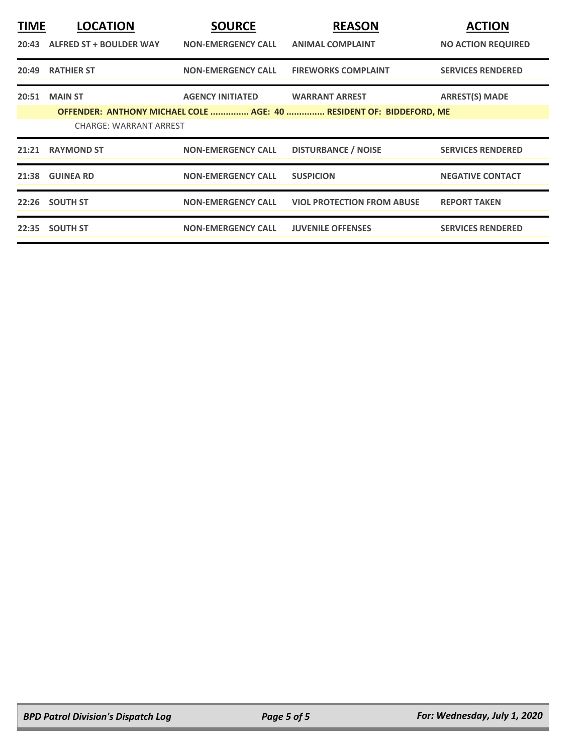| TIME | LOCATION | SOURCE | REASON | ACTION |
|---|---|---|---|---|
| 20:43 | ALFRED ST + BOULDER WAY | NON-EMERGENCY CALL | ANIMAL COMPLAINT | NO ACTION REQUIRED |
| 20:49 | RATHIER ST | NON-EMERGENCY CALL | FIREWORKS COMPLAINT | SERVICES RENDERED |
| 20:51 | MAIN ST | AGENCY INITIATED | WARRANT ARREST | ARREST(S) MADE |
| | OFFENDER: ANTHONY MICHAEL COLE ............... AGE: 40 ............... RESIDENT OF: BIDDEFORD, ME | | | |
| | CHARGE: WARRANT ARREST | | | |
| 21:21 | RAYMOND ST | NON-EMERGENCY CALL | DISTURBANCE / NOISE | SERVICES RENDERED |
| 21:38 | GUINEA RD | NON-EMERGENCY CALL | SUSPICION | NEGATIVE CONTACT |
| 22:26 | SOUTH ST | NON-EMERGENCY CALL | VIOL PROTECTION FROM ABUSE | REPORT TAKEN |
| 22:35 | SOUTH ST | NON-EMERGENCY CALL | JUVENILE OFFENSES | SERVICES RENDERED |